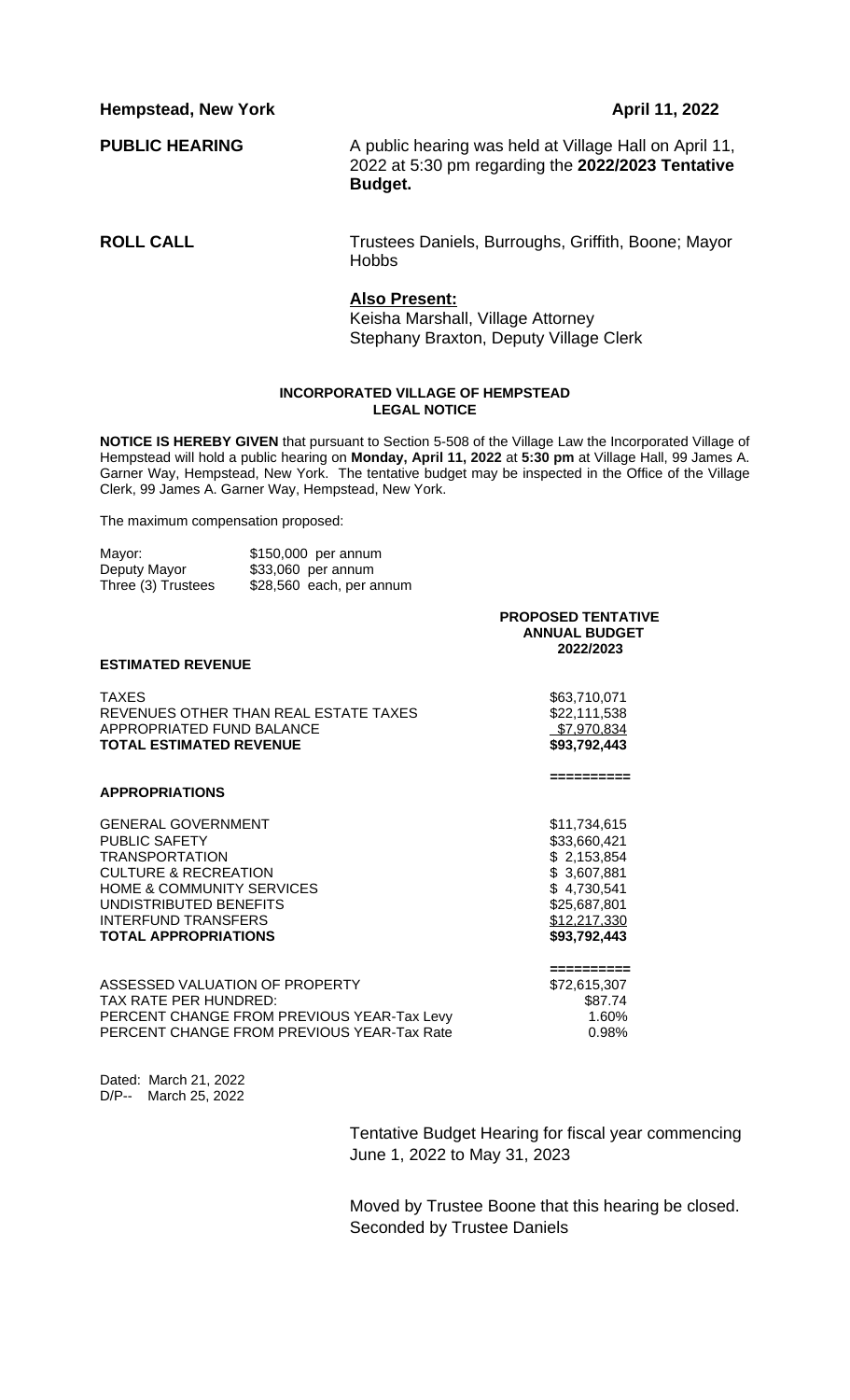**Hempstead, New York** **April 11, 2022**

**PUBLIC HEARING** A public hearing was held at Village Hall on April 11, 2022 at 5:30 pm regarding the **2022/2023 Tentative Budget.**

**ROLL CALL** Trustees Daniels, Burroughs, Griffith, Boone; Mayor Hobbs

**Also Present:**
Keisha Marshall, Village Attorney
Stephany Braxton, Deputy Village Clerk

**INCORPORATED VILLAGE OF HEMPSTEAD**
**LEGAL NOTICE**

**NOTICE IS HEREBY GIVEN** that pursuant to Section 5-508 of the Village Law the Incorporated Village of Hempstead will hold a public hearing on **Monday, April 11, 2022** at **5:30 pm** at Village Hall, 99 James A. Garner Way, Hempstead, New York. The tentative budget may be inspected in the Office of the Village Clerk, 99 James A. Garner Way, Hempstead, New York.

The maximum compensation proposed:

| | |
|---|---|
| Mayor: | $150,000 per annum |
| Deputy Mayor | $33,060 per annum |
| Three (3) Trustees | $28,560 each, per annum |

| | PROPOSED TENTATIVE ANNUAL BUDGET 2022/2023 |
|---|---|
| **ESTIMATED REVENUE** | |
| TAXES | $63,710,071 |
| REVENUES OTHER THAN REAL ESTATE TAXES | $22,111,538 |
| APPROPRIATED FUND BALANCE | $7,970,834 |
| **TOTAL ESTIMATED REVENUE** | **$93,792,443** |
| | ========== |
| **APPROPRIATIONS** | |
| GENERAL GOVERNMENT | $11,734,615 |
| PUBLIC SAFETY | $33,660,421 |
| TRANSPORTATION | $ 2,153,854 |
| CULTURE & RECREATION | $ 3,607,881 |
| HOME & COMMUNITY SERVICES | $ 4,730,541 |
| UNDISTRIBUTED BENEFITS | $25,687,801 |
| INTERFUND TRANSFERS | $12,217,330 |
| **TOTAL APPROPRIATIONS** | **$93,792,443** |
| | ========== |
| ASSESSED VALUATION OF PROPERTY | $72,615,307 |
| TAX RATE PER HUNDRED: | $87.74 |
| PERCENT CHANGE FROM PREVIOUS YEAR-Tax Levy | 1.60% |
| PERCENT CHANGE FROM PREVIOUS YEAR-Tax Rate | 0.98% |

Dated: March 21, 2022
D/P-- March 25, 2022

Tentative Budget Hearing for fiscal year commencing June 1, 2022 to May 31, 2023

Moved by Trustee Boone that this hearing be closed.
Seconded by Trustee Daniels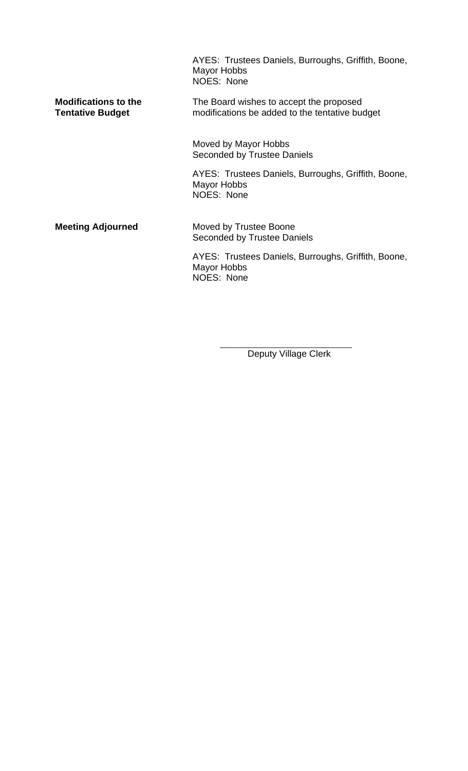AYES: Trustees Daniels, Burroughs, Griffith, Boone, Mayor Hobbs
NOES: None

**Modifications to the Tentative Budget**

The Board wishes to accept the proposed modifications be added to the tentative budget

Moved by Mayor Hobbs
Seconded by Trustee Daniels

AYES: Trustees Daniels, Burroughs, Griffith, Boone, Mayor Hobbs
NOES: None

**Meeting Adjourned**

Moved by Trustee Boone
Seconded by Trustee Daniels

AYES: Trustees Daniels, Burroughs, Griffith, Boone, Mayor Hobbs
NOES: None

\_\_\_\_\_\_\_\_\_\_\_\_\_\_\_\_\_\_\_\_\_\_\_\_\_\_
Deputy Village Clerk